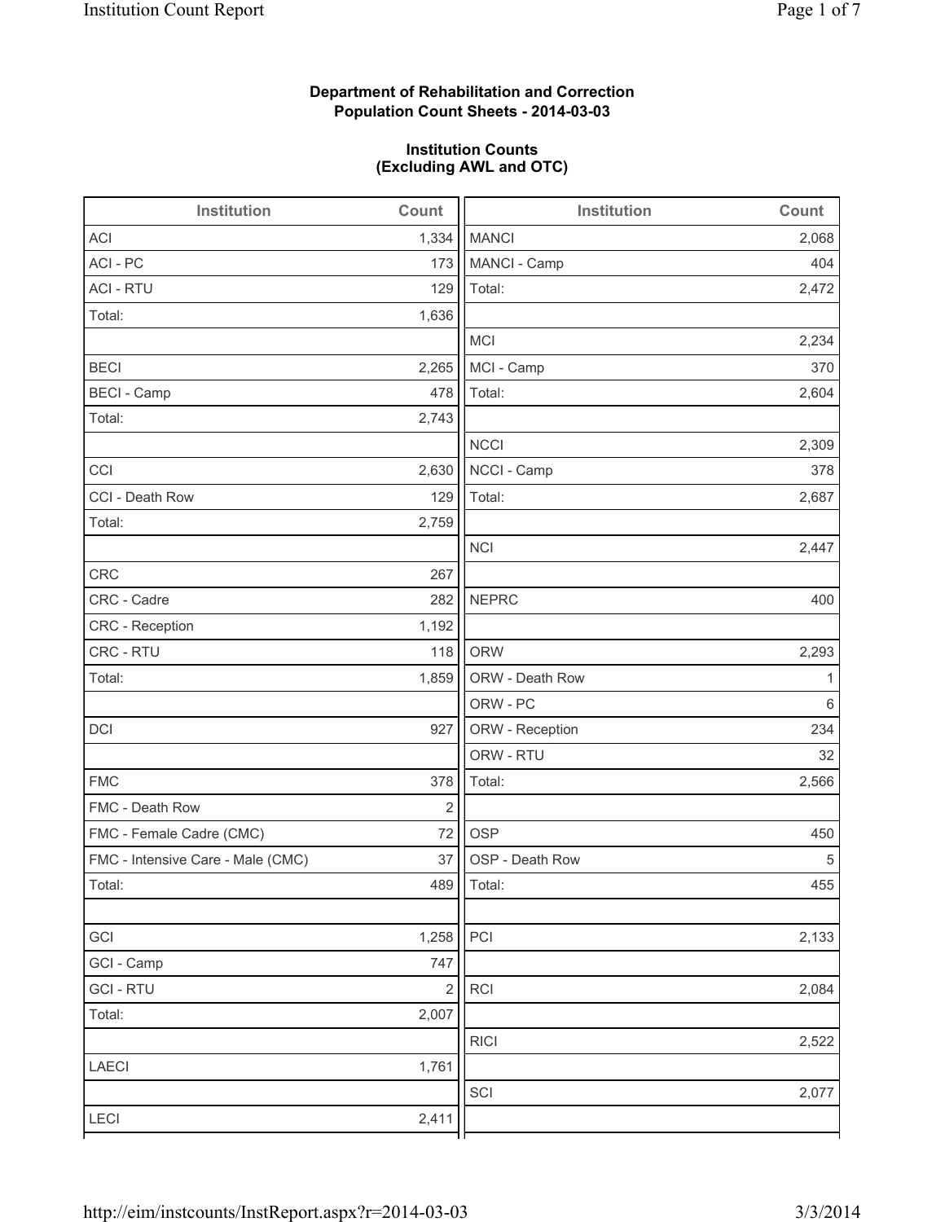**Department of Rehabilitation and Correction**
**Population Count Sheets - 2014-03-03**

**Institution Counts**
**(Excluding AWL and OTC)**

| Institution | Count | Institution | Count |
|---|---|---|---|
| ACI | 1,334 | MANCI | 2,068 |
| ACI - PC | 173 | MANCI - Camp | 404 |
| ACI - RTU | 129 | Total: | 2,472 |
| Total: | 1,636 | | |
| | | MCI | 2,234 |
| BECI | 2,265 | MCI - Camp | 370 |
| BECI - Camp | 478 | Total: | 2,604 |
| Total: | 2,743 | | |
| | | NCCI | 2,309 |
| CCI | 2,630 | NCCI - Camp | 378 |
| CCI - Death Row | 129 | Total: | 2,687 |
| Total: | 2,759 | | |
| | | NCI | 2,447 |
| CRC | 267 | | |
| CRC - Cadre | 282 | NEPRC | 400 |
| CRC - Reception | 1,192 | | |
| CRC - RTU | 118 | ORW | 2,293 |
| Total: | 1,859 | ORW - Death Row | 1 |
| | | ORW - PC | 6 |
| DCI | 927 | ORW - Reception | 234 |
| | | ORW - RTU | 32 |
| FMC | 378 | Total: | 2,566 |
| FMC - Death Row | 2 | | |
| FMC - Female Cadre (CMC) | 72 | OSP | 450 |
| FMC - Intensive Care - Male (CMC) | 37 | OSP - Death Row | 5 |
| Total: | 489 | Total: | 455 |
| | | | |
| GCI | 1,258 | PCI | 2,133 |
| GCI - Camp | 747 | | |
| GCI - RTU | 2 | RCI | 2,084 |
| Total: | 2,007 | | |
| | | RICI | 2,522 |
| LAECI | 1,761 | | |
| | | SCI | 2,077 |
| LECI | 2,411 | | |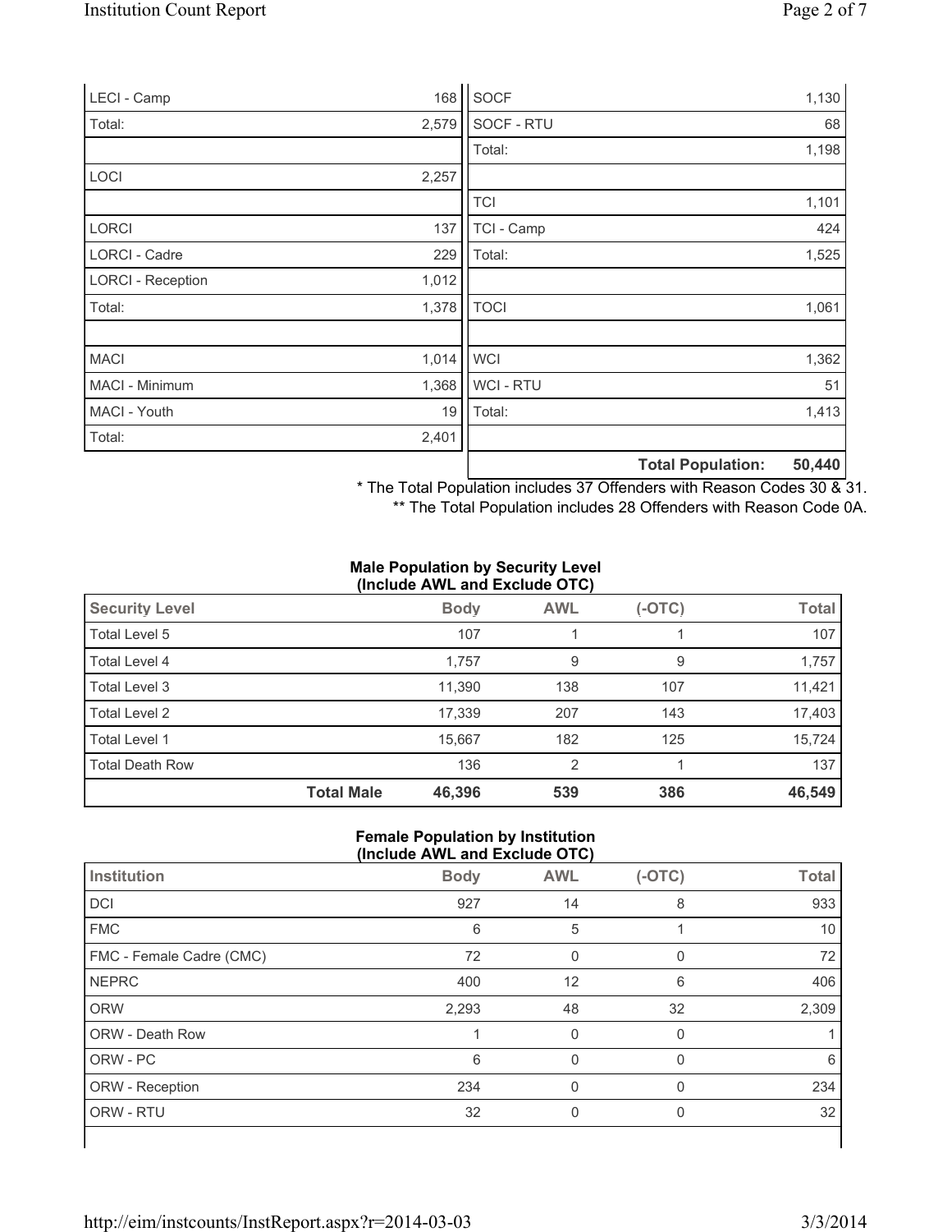| | |
|---|---|
| LECI - Camp | 168 |
| Total: | 2,579 |
| | |
| LOCI | 2,257 |
| | |
| LORCI | 137 |
| LORCI - Cadre | 229 |
| LORCI - Reception | 1,012 |
| Total: | 1,378 |
| | |
| MACI | 1,014 |
| MACI - Minimum | 1,368 |
| MACI - Youth | 19 |
| Total: | 2,401 |

| | |
|---|---|
| SOCF | 1,130 |
| SOCF - RTU | 68 |
| Total: | 1,198 |
| | |
| TCI | 1,101 |
| TCI - Camp | 424 |
| Total: | 1,525 |
| | |
| TOCI | 1,061 |
| | |
| WCI | 1,362 |
| WCI - RTU | 51 |
| Total: | 1,413 |
| | |
| **Total Population:** | **50,440** |

\* The Total Population includes 37 Offenders with Reason Codes 30 & 31.

\*\* The Total Population includes 28 Offenders with Reason Code 0A.

**Male Population by Security Level (Include AWL and Exclude OTC)**

| Security Level | | Body | AWL | (-OTC) | Total |
|---|---|---|---|---|---|
| Total Level 5 | | 107 | 1 | 1 | 107 |
| Total Level 4 | | 1,757 | 9 | 9 | 1,757 |
| Total Level 3 | | 11,390 | 138 | 107 | 11,421 |
| Total Level 2 | | 17,339 | 207 | 143 | 17,403 |
| Total Level 1 | | 15,667 | 182 | 125 | 15,724 |
| Total Death Row | | 136 | 2 | 1 | 137 |
| | **Total Male** | **46,396** | **539** | **386** | **46,549** |

**Female Population by Institution (Include AWL and Exclude OTC)**

| Institution | Body | AWL | (-OTC) | Total |
|---|---|---|---|---|
| DCI | 927 | 14 | 8 | 933 |
| FMC | 6 | 5 | 1 | 10 |
| FMC - Female Cadre (CMC) | 72 | 0 | 0 | 72 |
| NEPRC | 400 | 12 | 6 | 406 |
| ORW | 2,293 | 48 | 32 | 2,309 |
| ORW - Death Row | 1 | 0 | 0 | 1 |
| ORW - PC | 6 | 0 | 0 | 6 |
| ORW - Reception | 234 | 0 | 0 | 234 |
| ORW - RTU | 32 | 0 | 0 | 32 |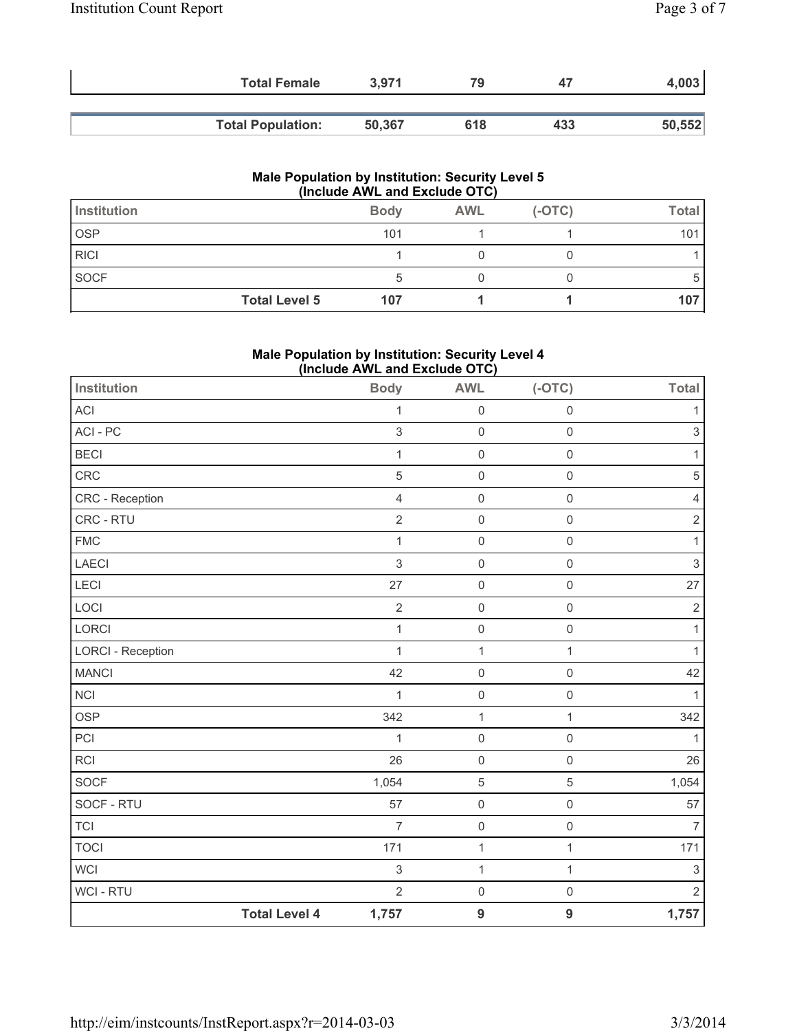| | Body | AWL | (-OTC) | Total |
|---|---|---|---|---|
| **Total Female** | **3,971** | **79** | **47** | **4,003** |
| **Total Population:** | **50,367** | **618** | **433** | **50,552** |

### Male Population by Institution: Security Level 5 (Include AWL and Exclude OTC)

| Institution | Body | AWL | (-OTC) | Total |
|---|---|---|---|---|
| OSP | 101 | 1 | 1 | 101 |
| RICI | 1 | 0 | 0 | 1 |
| SOCF | 5 | 0 | 0 | 5 |
| **Total Level 5** | **107** | **1** | **1** | **107** |

### Male Population by Institution: Security Level 4 (Include AWL and Exclude OTC)

| Institution | Body | AWL | (-OTC) | Total |
|---|---|---|---|---|
| ACI | 1 | 0 | 0 | 1 |
| ACI - PC | 3 | 0 | 0 | 3 |
| BECI | 1 | 0 | 0 | 1 |
| CRC | 5 | 0 | 0 | 5 |
| CRC - Reception | 4 | 0 | 0 | 4 |
| CRC - RTU | 2 | 0 | 0 | 2 |
| FMC | 1 | 0 | 0 | 1 |
| LAECI | 3 | 0 | 0 | 3 |
| LECI | 27 | 0 | 0 | 27 |
| LOCI | 2 | 0 | 0 | 2 |
| LORCI | 1 | 0 | 0 | 1 |
| LORCI - Reception | 1 | 1 | 1 | 1 |
| MANCI | 42 | 0 | 0 | 42 |
| NCI | 1 | 0 | 0 | 1 |
| OSP | 342 | 1 | 1 | 342 |
| PCI | 1 | 0 | 0 | 1 |
| RCI | 26 | 0 | 0 | 26 |
| SOCF | 1,054 | 5 | 5 | 1,054 |
| SOCF - RTU | 57 | 0 | 0 | 57 |
| TCI | 7 | 0 | 0 | 7 |
| TOCI | 171 | 1 | 1 | 171 |
| WCI | 3 | 1 | 1 | 3 |
| WCI - RTU | 2 | 0 | 0 | 2 |
| **Total Level 4** | **1,757** | **9** | **9** | **1,757** |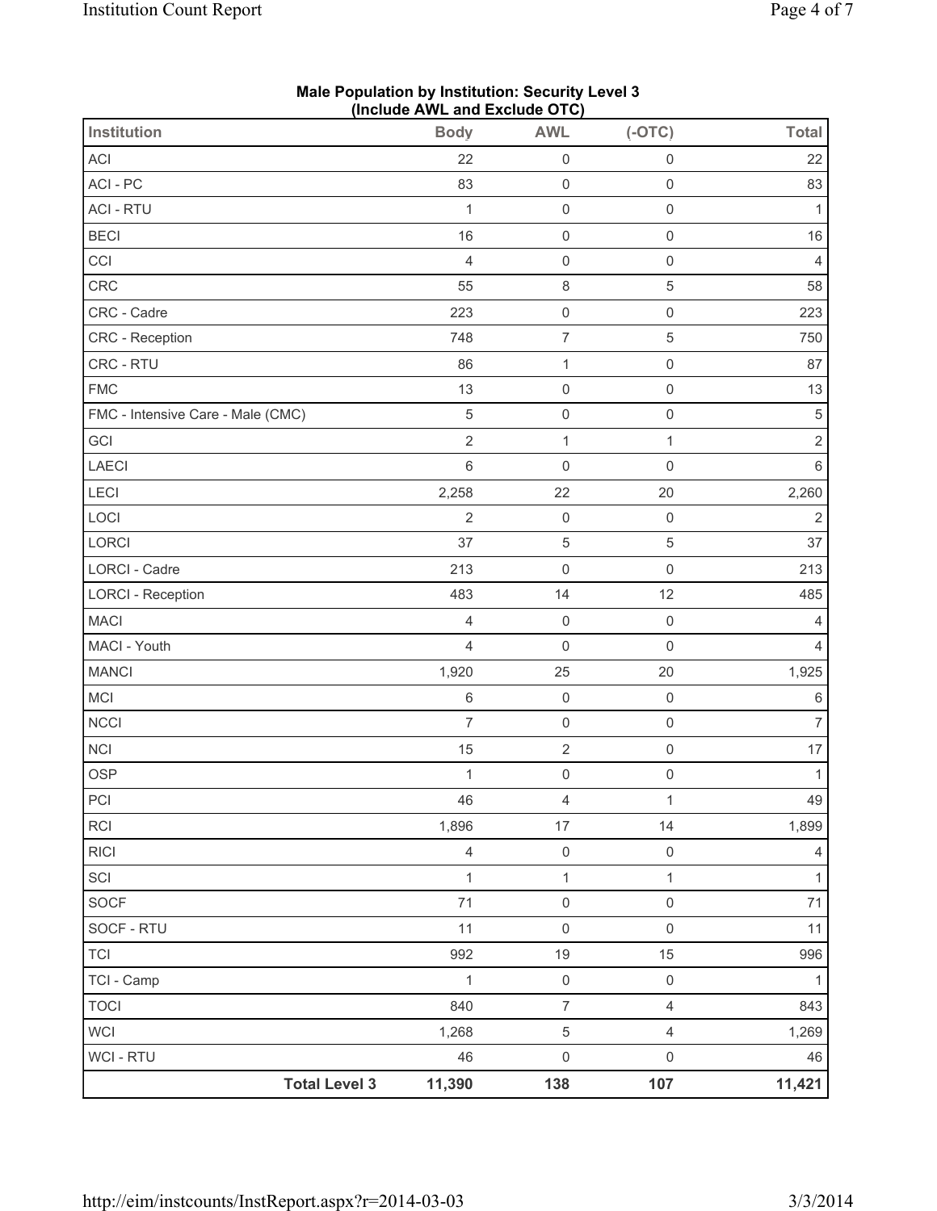**Male Population by Institution: Security Level 3**
**(Include AWL and Exclude OTC)**

| Institution | Body | AWL | (-OTC) | Total |
|---|---|---|---|---|
| ACI | 22 | 0 | 0 | 22 |
| ACI - PC | 83 | 0 | 0 | 83 |
| ACI - RTU | 1 | 0 | 0 | 1 |
| BECI | 16 | 0 | 0 | 16 |
| CCI | 4 | 0 | 0 | 4 |
| CRC | 55 | 8 | 5 | 58 |
| CRC - Cadre | 223 | 0 | 0 | 223 |
| CRC - Reception | 748 | 7 | 5 | 750 |
| CRC - RTU | 86 | 1 | 0 | 87 |
| FMC | 13 | 0 | 0 | 13 |
| FMC - Intensive Care - Male (CMC) | 5 | 0 | 0 | 5 |
| GCI | 2 | 1 | 1 | 2 |
| LAECI | 6 | 0 | 0 | 6 |
| LECI | 2,258 | 22 | 20 | 2,260 |
| LOCI | 2 | 0 | 0 | 2 |
| LORCI | 37 | 5 | 5 | 37 |
| LORCI - Cadre | 213 | 0 | 0 | 213 |
| LORCI - Reception | 483 | 14 | 12 | 485 |
| MACI | 4 | 0 | 0 | 4 |
| MACI - Youth | 4 | 0 | 0 | 4 |
| MANCI | 1,920 | 25 | 20 | 1,925 |
| MCI | 6 | 0 | 0 | 6 |
| NCCI | 7 | 0 | 0 | 7 |
| NCI | 15 | 2 | 0 | 17 |
| OSP | 1 | 0 | 0 | 1 |
| PCI | 46 | 4 | 1 | 49 |
| RCI | 1,896 | 17 | 14 | 1,899 |
| RICI | 4 | 0 | 0 | 4 |
| SCI | 1 | 1 | 1 | 1 |
| SOCF | 71 | 0 | 0 | 71 |
| SOCF - RTU | 11 | 0 | 0 | 11 |
| TCI | 992 | 19 | 15 | 996 |
| TCI - Camp | 1 | 0 | 0 | 1 |
| TOCI | 840 | 7 | 4 | 843 |
| WCI | 1,268 | 5 | 4 | 1,269 |
| WCI - RTU | 46 | 0 | 0 | 46 |
| **Total Level 3** | **11,390** | **138** | **107** | **11,421** |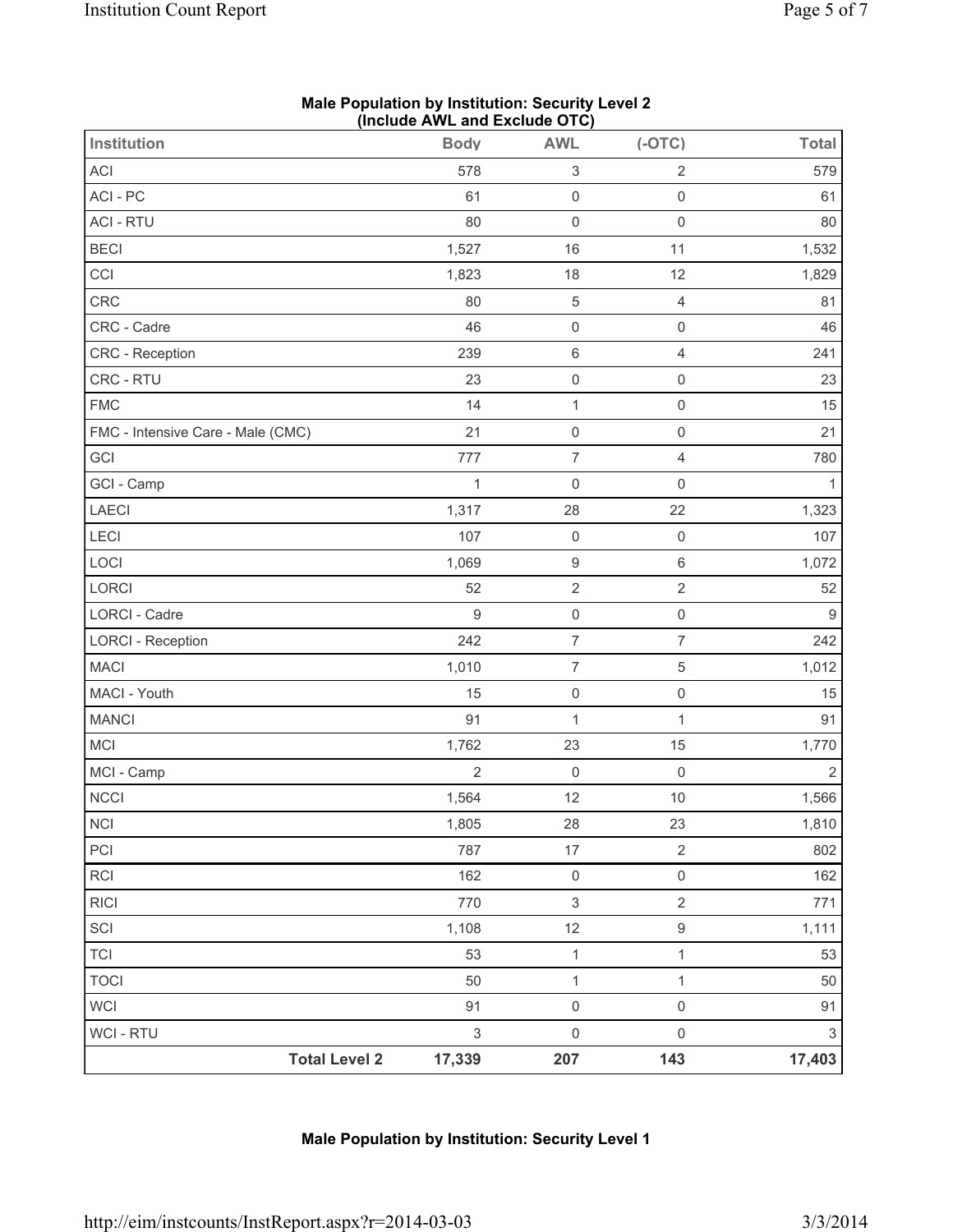**Male Population by Institution: Security Level 2**
**(Include AWL and Exclude OTC)**

| Institution | Body | AWL | (-OTC) | Total |
|---|---|---|---|---|
| ACI | 578 | 3 | 2 | 579 |
| ACI - PC | 61 | 0 | 0 | 61 |
| ACI - RTU | 80 | 0 | 0 | 80 |
| BECI | 1,527 | 16 | 11 | 1,532 |
| CCI | 1,823 | 18 | 12 | 1,829 |
| CRC | 80 | 5 | 4 | 81 |
| CRC - Cadre | 46 | 0 | 0 | 46 |
| CRC - Reception | 239 | 6 | 4 | 241 |
| CRC - RTU | 23 | 0 | 0 | 23 |
| FMC | 14 | 1 | 0 | 15 |
| FMC - Intensive Care - Male (CMC) | 21 | 0 | 0 | 21 |
| GCI | 777 | 7 | 4 | 780 |
| GCI - Camp | 1 | 0 | 0 | 1 |
| LAECI | 1,317 | 28 | 22 | 1,323 |
| LECI | 107 | 0 | 0 | 107 |
| LOCI | 1,069 | 9 | 6 | 1,072 |
| LORCI | 52 | 2 | 2 | 52 |
| LORCI - Cadre | 9 | 0 | 0 | 9 |
| LORCI - Reception | 242 | 7 | 7 | 242 |
| MACI | 1,010 | 7 | 5 | 1,012 |
| MACI - Youth | 15 | 0 | 0 | 15 |
| MANCI | 91 | 1 | 1 | 91 |
| MCI | 1,762 | 23 | 15 | 1,770 |
| MCI - Camp | 2 | 0 | 0 | 2 |
| NCCI | 1,564 | 12 | 10 | 1,566 |
| NCI | 1,805 | 28 | 23 | 1,810 |
| PCI | 787 | 17 | 2 | 802 |
| RCI | 162 | 0 | 0 | 162 |
| RICI | 770 | 3 | 2 | 771 |
| SCI | 1,108 | 12 | 9 | 1,111 |
| TCI | 53 | 1 | 1 | 53 |
| TOCI | 50 | 1 | 1 | 50 |
| WCI | 91 | 0 | 0 | 91 |
| WCI - RTU | 3 | 0 | 0 | 3 |
| **Total Level 2** | **17,339** | **207** | **143** | **17,403** |

**Male Population by Institution: Security Level 1**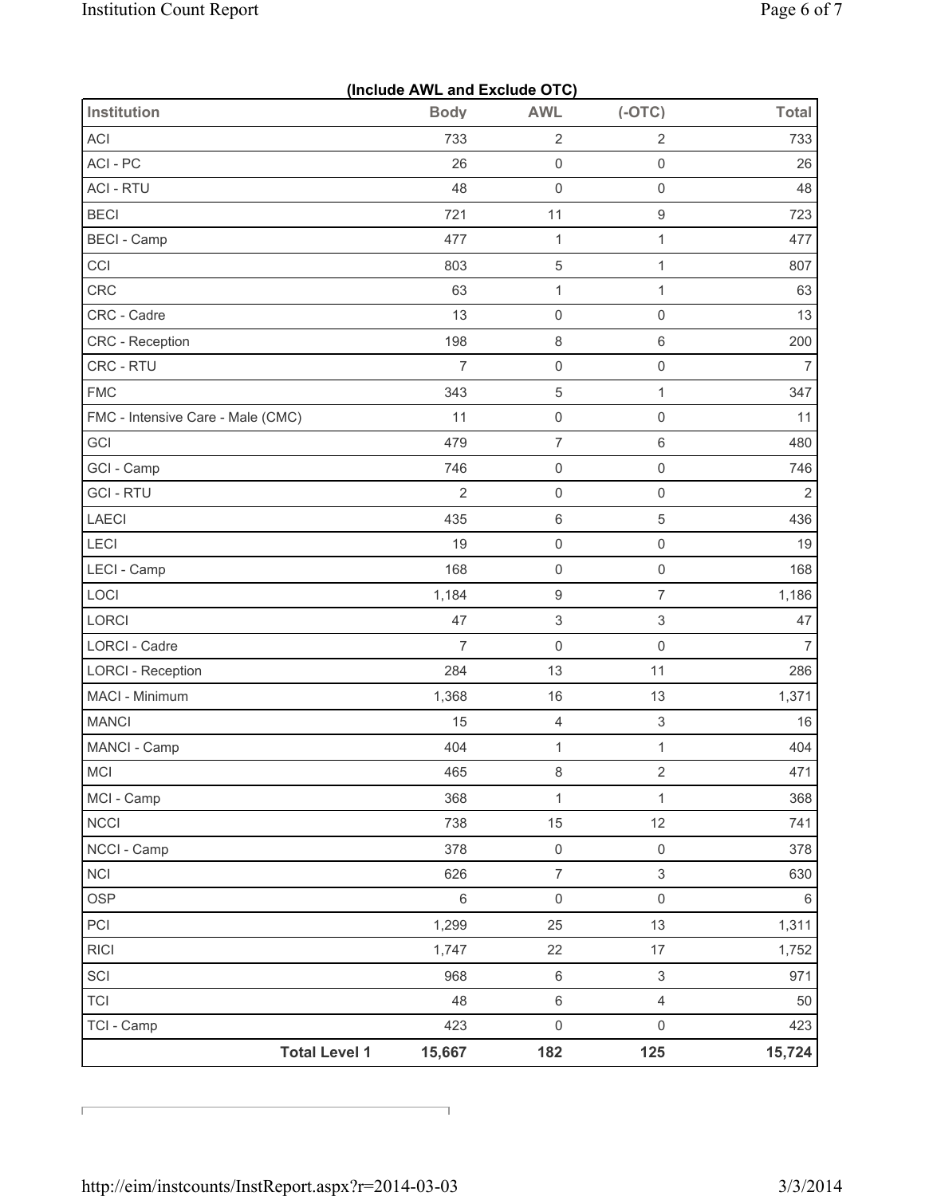**(Include AWL and Exclude OTC)**

| Institution | Body | AWL | (-OTC) | Total |
|---|---|---|---|---|
| ACI | 733 | 2 | 2 | 733 |
| ACI - PC | 26 | 0 | 0 | 26 |
| ACI - RTU | 48 | 0 | 0 | 48 |
| BECI | 721 | 11 | 9 | 723 |
| BECI - Camp | 477 | 1 | 1 | 477 |
| CCI | 803 | 5 | 1 | 807 |
| CRC | 63 | 1 | 1 | 63 |
| CRC - Cadre | 13 | 0 | 0 | 13 |
| CRC - Reception | 198 | 8 | 6 | 200 |
| CRC - RTU | 7 | 0 | 0 | 7 |
| FMC | 343 | 5 | 1 | 347 |
| FMC - Intensive Care - Male (CMC) | 11 | 0 | 0 | 11 |
| GCI | 479 | 7 | 6 | 480 |
| GCI - Camp | 746 | 0 | 0 | 746 |
| GCI - RTU | 2 | 0 | 0 | 2 |
| LAECI | 435 | 6 | 5 | 436 |
| LECI | 19 | 0 | 0 | 19 |
| LECI - Camp | 168 | 0 | 0 | 168 |
| LOCI | 1,184 | 9 | 7 | 1,186 |
| LORCI | 47 | 3 | 3 | 47 |
| LORCI - Cadre | 7 | 0 | 0 | 7 |
| LORCI - Reception | 284 | 13 | 11 | 286 |
| MACI - Minimum | 1,368 | 16 | 13 | 1,371 |
| MANCI | 15 | 4 | 3 | 16 |
| MANCI - Camp | 404 | 1 | 1 | 404 |
| MCI | 465 | 8 | 2 | 471 |
| MCI - Camp | 368 | 1 | 1 | 368 |
| NCCI | 738 | 15 | 12 | 741 |
| NCCI - Camp | 378 | 0 | 0 | 378 |
| NCI | 626 | 7 | 3 | 630 |
| OSP | 6 | 0 | 0 | 6 |
| PCI | 1,299 | 25 | 13 | 1,311 |
| RICI | 1,747 | 22 | 17 | 1,752 |
| SCI | 968 | 6 | 3 | 971 |
| TCI | 48 | 6 | 4 | 50 |
| TCI - Camp | 423 | 0 | 0 | 423 |
| **Total Level 1** | **15,667** | **182** | **125** | **15,724** |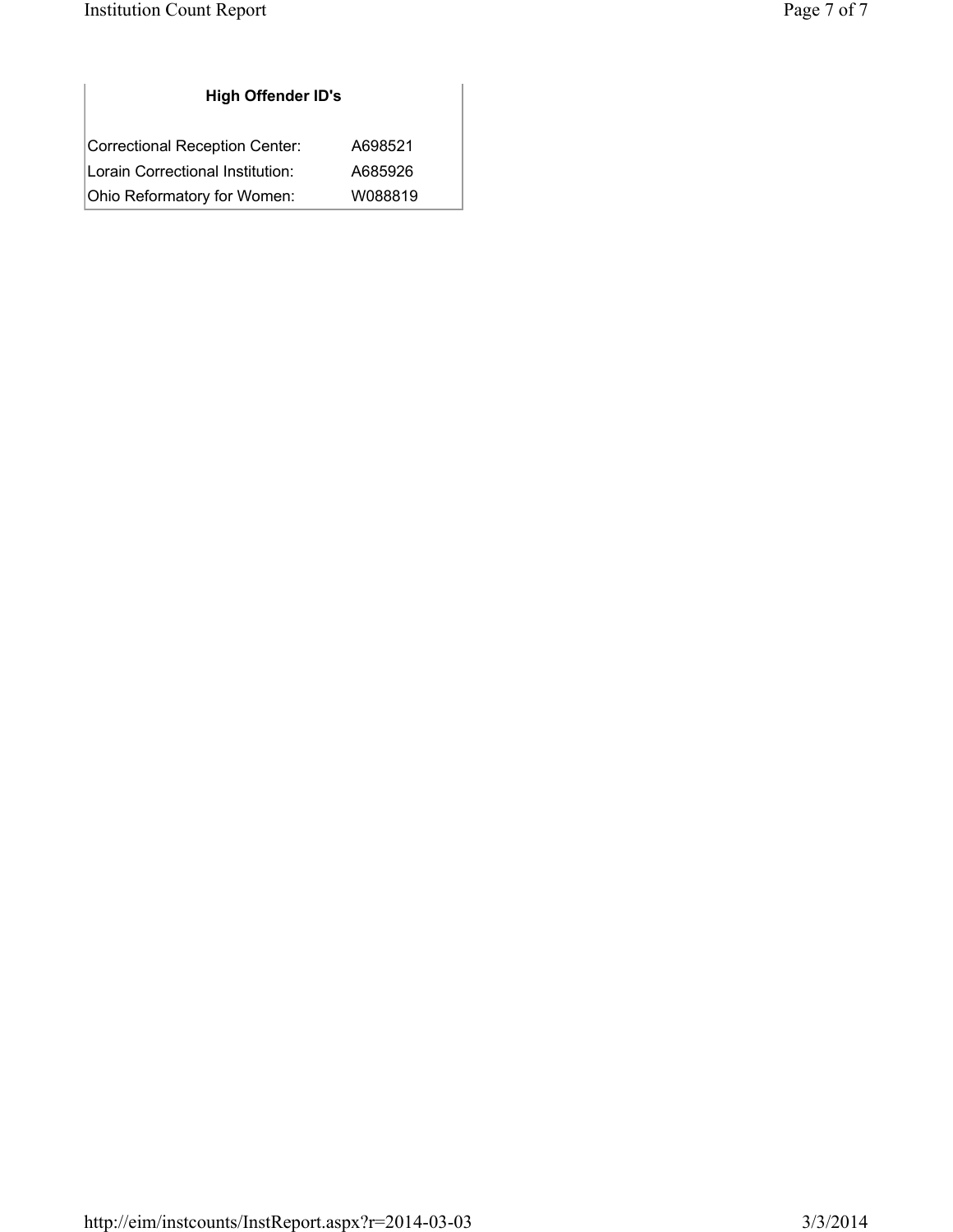| High Offender ID's | |
|---|---|
| Correctional Reception Center: | A698521 |
| Lorain Correctional Institution: | A685926 |
| Ohio Reformatory for Women: | W088819 |